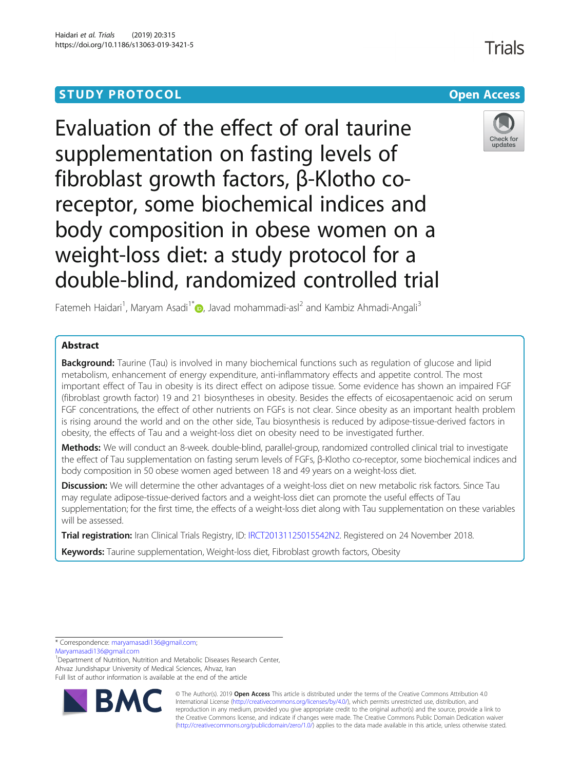STUDY PROTOCOL

Open Access

# Evaluation of the effect of oral taurine supplementation on fasting levels of fibroblast growth factors, β-Klotho co-receptor, some biochemical indices and body composition in obese women on a weight-loss diet: a study protocol for a double-blind, randomized controlled trial

Fatemeh Haidari[1], Maryam Asadi[1*], Javad mohammadi-asl[2] and Kambiz Ahmadi-Angali[3]

## Abstract

**Background:** Taurine (Tau) is involved in many biochemical functions such as regulation of glucose and lipid metabolism, enhancement of energy expenditure, anti-inflammatory effects and appetite control. The most important effect of Tau in obesity is its direct effect on adipose tissue. Some evidence has shown an impaired FGF (fibroblast growth factor) 19 and 21 biosyntheses in obesity. Besides the effects of eicosapentaenoic acid on serum FGF concentrations, the effect of other nutrients on FGFs is not clear. Since obesity as an important health problem is rising around the world and on the other side, Tau biosynthesis is reduced by adipose-tissue-derived factors in obesity, the effects of Tau and a weight-loss diet on obesity need to be investigated further.

**Methods:** We will conduct an 8-week. double-blind, parallel-group, randomized controlled clinical trial to investigate the effect of Tau supplementation on fasting serum levels of FGFs, β-Klotho co-receptor, some biochemical indices and body composition in 50 obese women aged between 18 and 49 years on a weight-loss diet.

**Discussion:** We will determine the other advantages of a weight-loss diet on new metabolic risk factors. Since Tau may regulate adipose-tissue-derived factors and a weight-loss diet can promote the useful effects of Tau supplementation; for the first time, the effects of a weight-loss diet along with Tau supplementation on these variables will be assessed.

**Trial registration:** Iran Clinical Trials Registry, ID: IRCT20131125015542N2. Registered on 24 November 2018.

**Keywords:** Taurine supplementation, Weight-loss diet, Fibroblast growth factors, Obesity

\* Correspondence: maryamasadi136@gmail.com; Maryamasadi136@gmail.com

[1]Department of Nutrition, Nutrition and Metabolic Diseases Research Center, Ahvaz Jundishapur University of Medical Sciences, Ahvaz, Iran

Full list of author information is available at the end of the article

© The Author(s). 2019 **Open Access** This article is distributed under the terms of the Creative Commons Attribution 4.0 International License (http://creativecommons.org/licenses/by/4.0/), which permits unrestricted use, distribution, and reproduction in any medium, provided you give appropriate credit to the original author(s) and the source, provide a link to the Creative Commons license, and indicate if changes were made. The Creative Commons Public Domain Dedication waiver (http://creativecommons.org/publicdomain/zero/1.0/) applies to the data made available in this article, unless otherwise stated.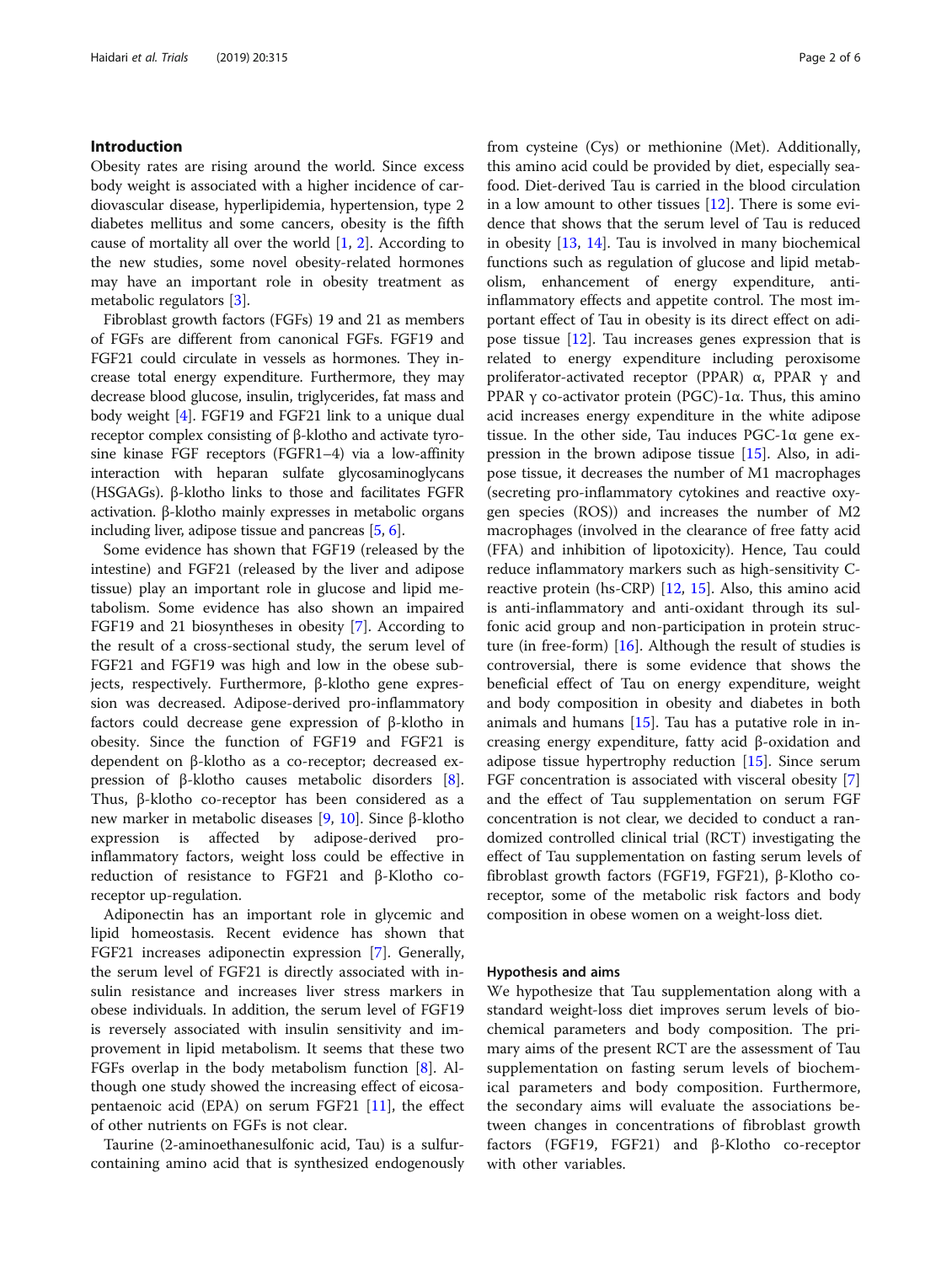## Introduction

Obesity rates are rising around the world. Since excess body weight is associated with a higher incidence of cardiovascular disease, hyperlipidemia, hypertension, type 2 diabetes mellitus and some cancers, obesity is the fifth cause of mortality all over the world [1, 2]. According to the new studies, some novel obesity-related hormones may have an important role in obesity treatment as metabolic regulators [3].

Fibroblast growth factors (FGFs) 19 and 21 as members of FGFs are different from canonical FGFs. FGF19 and FGF21 could circulate in vessels as hormones. They increase total energy expenditure. Furthermore, they may decrease blood glucose, insulin, triglycerides, fat mass and body weight [4]. FGF19 and FGF21 link to a unique dual receptor complex consisting of β-klotho and activate tyrosine kinase FGF receptors (FGFR1–4) via a low-affinity interaction with heparan sulfate glycosaminoglycans (HSGAGs). β-klotho links to those and facilitates FGFR activation. β-klotho mainly expresses in metabolic organs including liver, adipose tissue and pancreas [5, 6].

Some evidence has shown that FGF19 (released by the intestine) and FGF21 (released by the liver and adipose tissue) play an important role in glucose and lipid metabolism. Some evidence has also shown an impaired FGF19 and 21 biosyntheses in obesity [7]. According to the result of a cross-sectional study, the serum level of FGF21 and FGF19 was high and low in the obese subjects, respectively. Furthermore, β-klotho gene expression was decreased. Adipose-derived pro-inflammatory factors could decrease gene expression of β-klotho in obesity. Since the function of FGF19 and FGF21 is dependent on β-klotho as a co-receptor; decreased expression of β-klotho causes metabolic disorders [8]. Thus, β-klotho co-receptor has been considered as a new marker in metabolic diseases [9, 10]. Since β-klotho expression is affected by adipose-derived pro-inflammatory factors, weight loss could be effective in reduction of resistance to FGF21 and β-Klotho co-receptor up-regulation.

Adiponectin has an important role in glycemic and lipid homeostasis. Recent evidence has shown that FGF21 increases adiponectin expression [7]. Generally, the serum level of FGF21 is directly associated with insulin resistance and increases liver stress markers in obese individuals. In addition, the serum level of FGF19 is reversely associated with insulin sensitivity and improvement in lipid metabolism. It seems that these two FGFs overlap in the body metabolism function [8]. Although one study showed the increasing effect of eicosapentaenoic acid (EPA) on serum FGF21 [11], the effect of other nutrients on FGFs is not clear.

Taurine (2-aminoethanesulfonic acid, Tau) is a sulfur-containing amino acid that is synthesized endogenously from cysteine (Cys) or methionine (Met). Additionally, this amino acid could be provided by diet, especially seafood. Diet-derived Tau is carried in the blood circulation in a low amount to other tissues [12]. There is some evidence that shows that the serum level of Tau is reduced in obesity [13, 14]. Tau is involved in many biochemical functions such as regulation of glucose and lipid metabolism, enhancement of energy expenditure, anti-inflammatory effects and appetite control. The most important effect of Tau in obesity is its direct effect on adipose tissue [12]. Tau increases genes expression that is related to energy expenditure including peroxisome proliferator-activated receptor (PPAR) α, PPAR γ and PPAR γ co-activator protein (PGC)-1α. Thus, this amino acid increases energy expenditure in the white adipose tissue. In the other side, Tau induces PGC-1α gene expression in the brown adipose tissue [15]. Also, in adipose tissue, it decreases the number of M1 macrophages (secreting pro-inflammatory cytokines and reactive oxygen species (ROS)) and increases the number of M2 macrophages (involved in the clearance of free fatty acid (FFA) and inhibition of lipotoxicity). Hence, Tau could reduce inflammatory markers such as high-sensitivity C-reactive protein (hs-CRP) [12, 15]. Also, this amino acid is anti-inflammatory and anti-oxidant through its sulfonic acid group and non-participation in protein structure (in free-form) [16]. Although the result of studies is controversial, there is some evidence that shows the beneficial effect of Tau on energy expenditure, weight and body composition in obesity and diabetes in both animals and humans [15]. Tau has a putative role in increasing energy expenditure, fatty acid β-oxidation and adipose tissue hypertrophy reduction [15]. Since serum FGF concentration is associated with visceral obesity [7] and the effect of Tau supplementation on serum FGF concentration is not clear, we decided to conduct a randomized controlled clinical trial (RCT) investigating the effect of Tau supplementation on fasting serum levels of fibroblast growth factors (FGF19, FGF21), β-Klotho co-receptor, some of the metabolic risk factors and body composition in obese women on a weight-loss diet.

### Hypothesis and aims

We hypothesize that Tau supplementation along with a standard weight-loss diet improves serum levels of biochemical parameters and body composition. The primary aims of the present RCT are the assessment of Tau supplementation on fasting serum levels of biochemical parameters and body composition. Furthermore, the secondary aims will evaluate the associations between changes in concentrations of fibroblast growth factors (FGF19, FGF21) and β-Klotho co-receptor with other variables.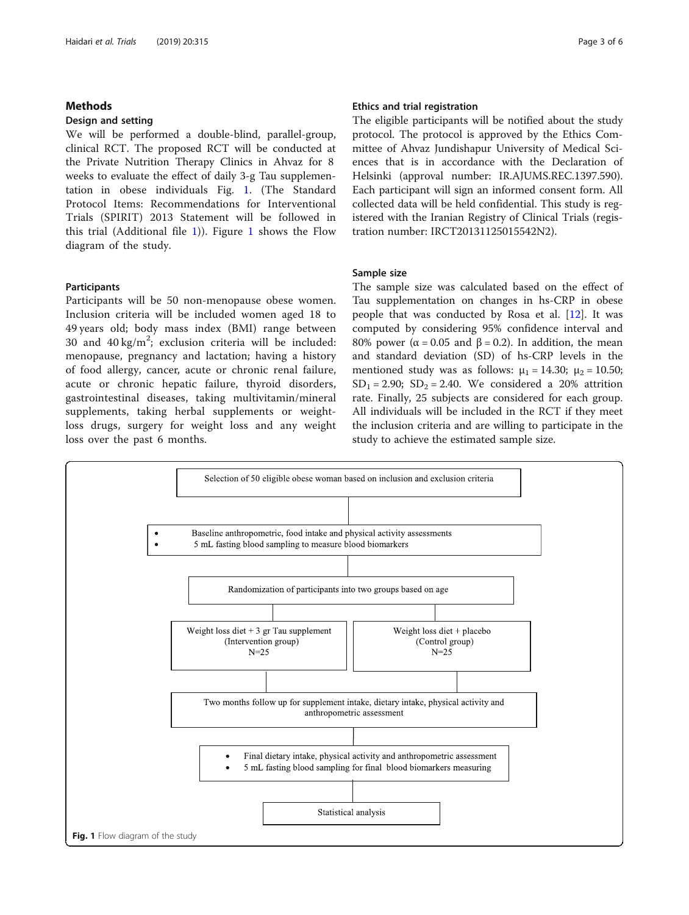## Methods

### Design and setting

We will be performed a double-blind, parallel-group, clinical RCT. The proposed RCT will be conducted at the Private Nutrition Therapy Clinics in Ahvaz for 8 weeks to evaluate the effect of daily 3-g Tau supplementation in obese individuals Fig. 1. (The Standard Protocol Items: Recommendations for Interventional Trials (SPIRIT) 2013 Statement will be followed in this trial (Additional file 1)). Figure 1 shows the Flow diagram of the study.

### Participants

Participants will be 50 non-menopause obese women. Inclusion criteria will be included women aged 18 to 49 years old; body mass index (BMI) range between 30 and 40 kg/m$^2$; exclusion criteria will be included: menopause, pregnancy and lactation; having a history of food allergy, cancer, acute or chronic renal failure, acute or chronic hepatic failure, thyroid disorders, gastrointestinal diseases, taking multivitamin/mineral supplements, taking herbal supplements or weight-loss drugs, surgery for weight loss and any weight loss over the past 6 months.

### Ethics and trial registration

The eligible participants will be notified about the study protocol. The protocol is approved by the Ethics Committee of Ahvaz Jundishapur University of Medical Sciences that is in accordance with the Declaration of Helsinki (approval number: IR.AJUMS.REC.1397.590). Each participant will sign an informed consent form. All collected data will be held confidential. This study is registered with the Iranian Registry of Clinical Trials (registration number: IRCT20131125015542N2).

### Sample size

The sample size was calculated based on the effect of Tau supplementation on changes in hs-CRP in obese people that was conducted by Rosa et al. [12]. It was computed by considering 95% confidence interval and 80% power ($\alpha = 0.05$ and $\beta = 0.2$). In addition, the mean and standard deviation (SD) of hs-CRP levels in the mentioned study was as follows: $\mu_1 = 14.30$; $\mu_2 = 10.50$; $SD_1 = 2.90$; $SD_2 = 2.40$. We considered a 20% attrition rate. Finally, 25 subjects are considered for each group. All individuals will be included in the RCT if they meet the inclusion criteria and are willing to participate in the study to achieve the estimated sample size.

Selection of 50 eligible obese woman based on inclusion and exclusion criteria

↓

- Baseline anthropometric, food intake and physical activity assessments
- 5 mL fasting blood sampling to measure blood biomarkers

↓

Randomization of participants into two groups based on age

↓

| Weight loss diet + 3 gr Tau supplement (Intervention group) N=25 | Weight loss diet + placebo (Control group) N=25 |
|---|---|

↓

Two months follow up for supplement intake, dietary intake, physical activity and anthropometric assessment

↓

- Final dietary intake, physical activity and anthropometric assessment
- 5 mL fasting blood sampling for final blood biomarkers measuring

↓

Statistical analysis

**Fig. 1** Flow diagram of the study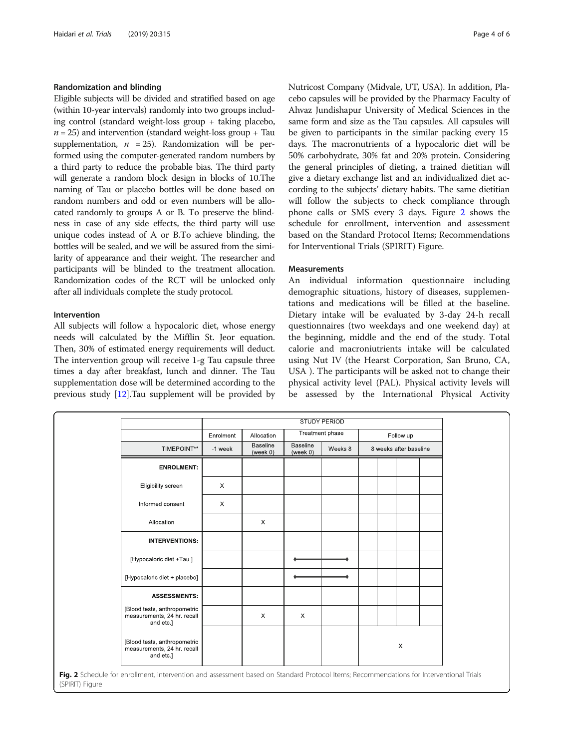### Randomization and blinding

Eligible subjects will be divided and stratified based on age (within 10-year intervals) randomly into two groups including control (standard weight-loss group + taking placebo, $n = 25$) and intervention (standard weight-loss group + Tau supplementation, $n = 25$). Randomization will be performed using the computer-generated random numbers by a third party to reduce the probable bias. The third party will generate a random block design in blocks of 10.The naming of Tau or placebo bottles will be done based on random numbers and odd or even numbers will be allocated randomly to groups A or B. To preserve the blindness in case of any side effects, the third party will use unique codes instead of A or B.To achieve blinding, the bottles will be sealed, and we will be assured from the similarity of appearance and their weight. The researcher and participants will be blinded to the treatment allocation. Randomization codes of the RCT will be unlocked only after all individuals complete the study protocol.

### Intervention

All subjects will follow a hypocaloric diet, whose energy needs will calculated by the Mifflin St. Jeor equation. Then, 30% of estimated energy requirements will deduct. The intervention group will receive 1-g Tau capsule three times a day after breakfast, lunch and dinner. The Tau supplementation dose will be determined according to the previous study [12].Tau supplement will be provided by Nutricost Company (Midvale, UT, USA). In addition, Placebo capsules will be provided by the Pharmacy Faculty of Ahvaz Jundishapur University of Medical Sciences in the same form and size as the Tau capsules. All capsules will be given to participants in the similar packing every 15 days. The macronutrients of a hypocaloric diet will be 50% carbohydrate, 30% fat and 20% protein. Considering the general principles of dieting, a trained dietitian will give a dietary exchange list and an individualized diet according to the subjects' dietary habits. The same dietitian will follow the subjects to check compliance through phone calls or SMS every 3 days. Figure 2 shows the schedule for enrollment, intervention and assessment based on the Standard Protocol Items; Recommendations for Interventional Trials (SPIRIT) Figure.

### Measurements

An individual information questionnaire including demographic situations, history of diseases, supplementations and medications will be filled at the baseline. Dietary intake will be evaluated by 3-day 24-h recall questionnaires (two weekdays and one weekend day) at the beginning, middle and the end of the study. Total calorie and macroniutrients intake will be calculated using Nut IV (the Hearst Corporation, San Bruno, CA, USA ). The participants will be asked not to change their physical activity level (PAL). Physical activity levels will be assessed by the International Physical Activity

| | STUDY PERIOD | | | | |
|---|---|---|---|---|---|
| | Enrolment | Allocation | Treatment phase | | Follow up |
| TIMEPOINT** | -1 week | Baseline (week 0) | Baseline (week 0) | Weeks 8 | 8 weeks after baseline |
| **ENROLMENT:** | | | | | |
| Eligibility screen | X | | | | |
| Informed consent | X | | | | |
| Allocation | | X | | | |
| **INTERVENTIONS:** | | | | | |
| [Hypocaloric diet +Tau ] | | | ⟵ | ⟶ | |
| [Hypocaloric diet + placebo] | | | ⟵ | ⟶ | |
| **ASSESSMENTS:** | | | | | |
| [Blood tests, anthropometric measurements, 24 hr. recall and etc.] | | X | X | | |
| [Blood tests, anthropometric measurements, 24 hr. recall and etc.] | | | | | X |

**Fig. 2** Schedule for enrollment, intervention and assessment based on Standard Protocol Items; Recommendations for Interventional Trials (SPIRIT) Figure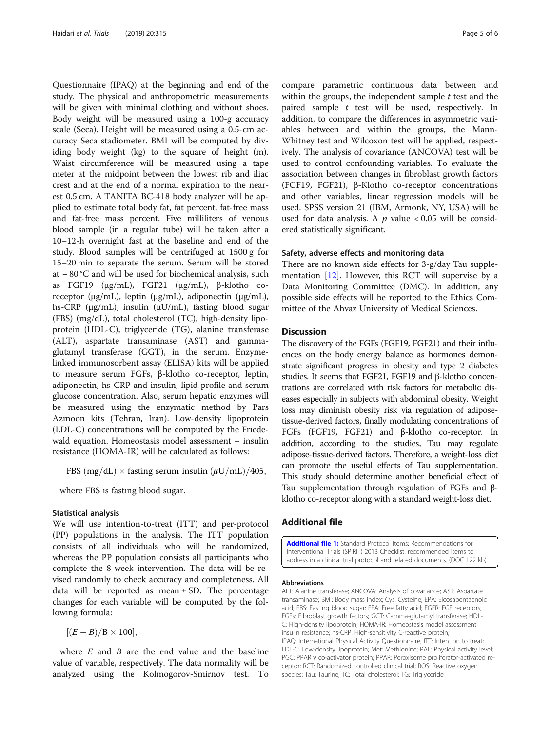Questionnaire (IPAQ) at the beginning and end of the study. The physical and anthropometric measurements will be given with minimal clothing and without shoes. Body weight will be measured using a 100-g accuracy scale (Seca). Height will be measured using a 0.5-cm accuracy Seca stadiometer. BMI will be computed by dividing body weight (kg) to the square of height (m). Waist circumference will be measured using a tape meter at the midpoint between the lowest rib and iliac crest and at the end of a normal expiration to the nearest 0.5 cm. A TANITA BC-418 body analyzer will be applied to estimate total body fat, fat percent, fat-free mass and fat-free mass percent. Five milliliters of venous blood sample (in a regular tube) will be taken after a 10–12-h overnight fast at the baseline and end of the study. Blood samples will be centrifuged at 1500 g for 15–20 min to separate the serum. Serum will be stored at − 80 °C and will be used for biochemical analysis, such as FGF19 (μg/mL), FGF21 (μg/mL), β-klotho co-receptor (μg/mL), leptin (μg/mL), adiponectin (μg/mL), hs-CRP (μg/mL), insulin (μU/mL), fasting blood sugar (FBS) (mg/dL), total cholesterol (TC), high-density lipoprotein (HDL-C), triglyceride (TG), alanine transferase (ALT), aspartate transaminase (AST) and gamma-glutamyl transferase (GGT), in the serum. Enzyme-linked immunosorbent assay (ELISA) kits will be applied to measure serum FGFs, β-klotho co-receptor, leptin, adiponectin, hs-CRP and insulin, lipid profile and serum glucose concentration. Also, serum hepatic enzymes will be measured using the enzymatic method by Pars Azmoon kits (Tehran, Iran). Low-density lipoprotein (LDL-C) concentrations will be computed by the Friedewald equation. Homeostasis model assessment – insulin resistance (HOMA-IR) will be calculated as follows:

$$\text{FBS (mg/dL)} \times \text{fasting serum insulin } (\mu\text{U/mL})/405,$$

where FBS is fasting blood sugar.

### Statistical analysis

We will use intention-to-treat (ITT) and per-protocol (PP) populations in the analysis. The ITT population consists of all individuals who will be randomized, whereas the PP population consists all participants who complete the 8-week intervention. The data will be revised randomly to check accuracy and completeness. All data will be reported as mean ± SD. The percentage changes for each variable will be computed by the following formula:

$$[(E - B)/\text{B} \times 100],$$

where $E$ and $B$ are the end value and the baseline value of variable, respectively. The data normality will be analyzed using the Kolmogorov-Smirnov test. To compare parametric continuous data between and within the groups, the independent sample $t$ test and the paired sample $t$ test will be used, respectively. In addition, to compare the differences in asymmetric variables between and within the groups, the Mann-Whitney test and Wilcoxon test will be applied, respectively. The analysis of covariance (ANCOVA) test will be used to control confounding variables. To evaluate the association between changes in fibroblast growth factors (FGF19, FGF21), β-Klotho co-receptor concentrations and other variables, linear regression models will be used. SPSS version 21 (IBM, Armonk, NY, USA) will be used for data analysis. A $p$ value < 0.05 will be considered statistically significant.

### Safety, adverse effects and monitoring data

There are no known side effects for 3-g/day Tau supplementation [12]. However, this RCT will supervise by a Data Monitoring Committee (DMC). In addition, any possible side effects will be reported to the Ethics Committee of the Ahvaz University of Medical Sciences.

## Discussion

The discovery of the FGFs (FGF19, FGF21) and their influences on the body energy balance as hormones demonstrate significant progress in obesity and type 2 diabetes studies. It seems that FGF21, FGF19 and β-klotho concentrations are correlated with risk factors for metabolic diseases especially in subjects with abdominal obesity. Weight loss may diminish obesity risk via regulation of adipose-tissue-derived factors, finally modulating concentrations of FGFs (FGF19, FGF21) and β-klotho co-receptor. In addition, according to the studies, Tau may regulate adipose-tissue-derived factors. Therefore, a weight-loss diet can promote the useful effects of Tau supplementation. This study should determine another beneficial effect of Tau supplementation through regulation of FGFs and β-klotho co-receptor along with a standard weight-loss diet.

## Additional file

**Additional file 1:** Standard Protocol Items: Recommendations for Interventional Trials (SPIRIT) 2013 Checklist: recommended items to address in a clinical trial protocol and related documents. (DOC 122 kb)

#### Abbreviations

ALT: Alanine transferase; ANCOVA: Analysis of covariance; AST: Aspartate transaminase; BMI: Body mass index; Cys: Cysteine; EPA: Eicosapentaenoic acid; FBS: Fasting blood sugar; FFA: Free fatty acid; FGFR: FGF receptors; FGFs: Fibroblast growth factors; GGT: Gamma-glutamyl transferase; HDL-C: High-density lipoprotein; HOMA-IR: Homeostasis model assessment – insulin resistance; hs-CRP: High-sensitivity C-reactive protein; IPAQ: International Physical Activity Questionnaire; ITT: Intention to treat; LDL-C: Low-density lipoprotein; Met: Methionine; PAL: Physical activity level; PGC: PPAR γ co-activator protein; PPAR: Peroxisome proliferator-activated receptor; RCT: Randomized controlled clinical trial; ROS: Reactive oxygen species; Tau: Taurine; TC: Total cholesterol; TG: Triglyceride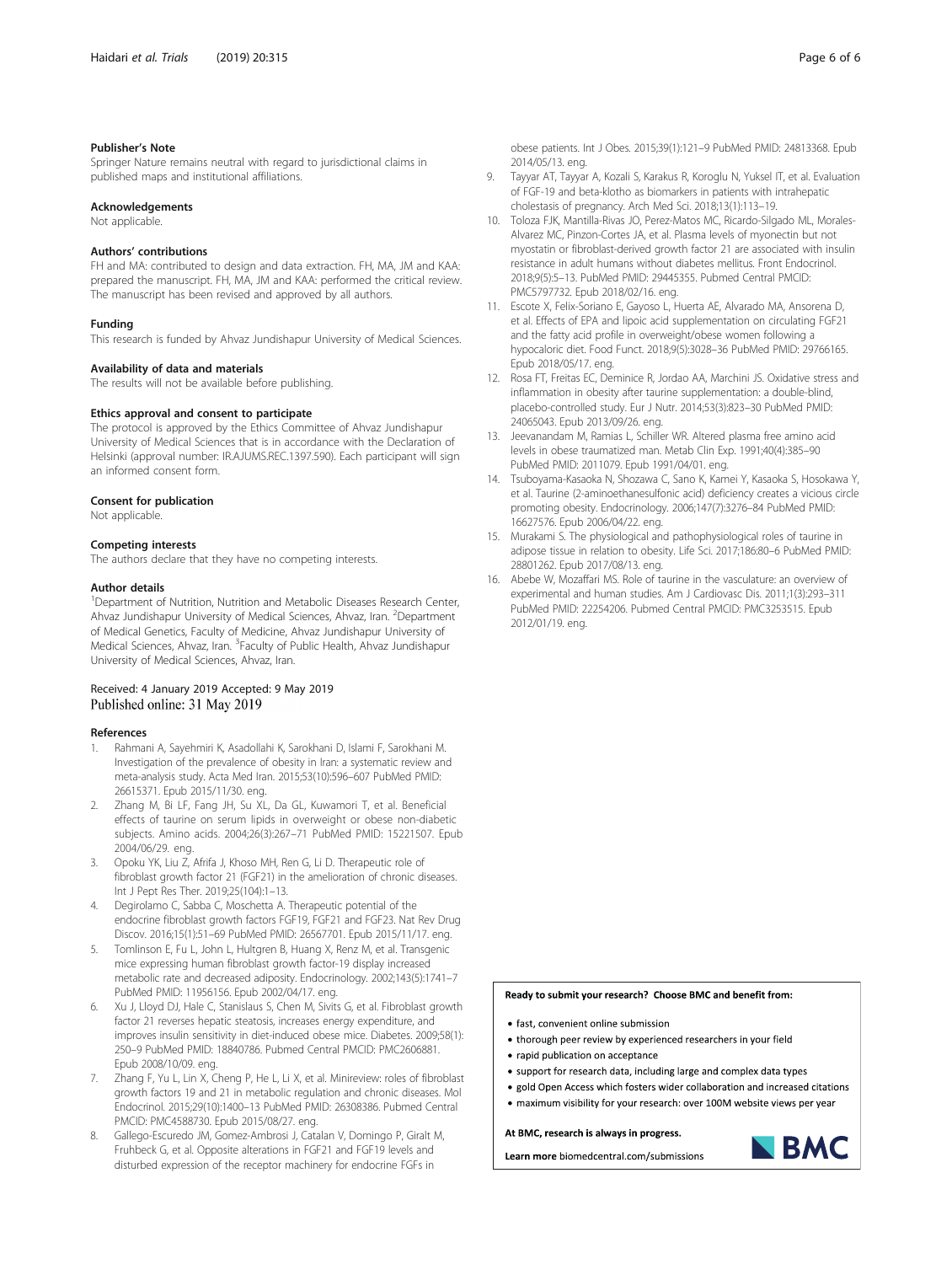## Publisher's Note

Springer Nature remains neutral with regard to jurisdictional claims in published maps and institutional affiliations.

### Acknowledgements

Not applicable.

### Authors' contributions

FH and MA: contributed to design and data extraction. FH, MA, JM and KAA: prepared the manuscript. FH, MA, JM and KAA: performed the critical review. The manuscript has been revised and approved by all authors.

### Funding

This research is funded by Ahvaz Jundishapur University of Medical Sciences.

### Availability of data and materials

The results will not be available before publishing.

### Ethics approval and consent to participate

The protocol is approved by the Ethics Committee of Ahvaz Jundishapur University of Medical Sciences that is in accordance with the Declaration of Helsinki (approval number: IR.AJUMS.REC.1397.590). Each participant will sign an informed consent form.

### Consent for publication

Not applicable.

### Competing interests

The authors declare that they have no competing interests.

### Author details

[1]Department of Nutrition, Nutrition and Metabolic Diseases Research Center, Ahvaz Jundishapur University of Medical Sciences, Ahvaz, Iran. [2]Department of Medical Genetics, Faculty of Medicine, Ahvaz Jundishapur University of Medical Sciences, Ahvaz, Iran. [3]Faculty of Public Health, Ahvaz Jundishapur University of Medical Sciences, Ahvaz, Iran.

Received: 4 January 2019 Accepted: 9 May 2019
Published online: 31 May 2019

## References

1. Rahmani A, Sayehmiri K, Asadollahi K, Sarokhani D, Islami F, Sarokhani M. Investigation of the prevalence of obesity in Iran: a systematic review and meta-analysis study. Acta Med Iran. 2015;53(10):596–607 PubMed PMID: 26615371. Epub 2015/11/30. eng.
2. Zhang M, Bi LF, Fang JH, Su XL, Da GL, Kuwamori T, et al. Beneficial effects of taurine on serum lipids in overweight or obese non-diabetic subjects. Amino acids. 2004;26(3):267–71 PubMed PMID: 15221507. Epub 2004/06/29. eng.
3. Opoku YK, Liu Z, Afrifa J, Khoso MH, Ren G, Li D. Therapeutic role of fibroblast growth factor 21 (FGF21) in the amelioration of chronic diseases. Int J Pept Res Ther. 2019;25(104):1–13.
4. Degirolamo C, Sabba C, Moschetta A. Therapeutic potential of the endocrine fibroblast growth factors FGF19, FGF21 and FGF23. Nat Rev Drug Discov. 2016;15(1):51–69 PubMed PMID: 26567701. Epub 2015/11/17. eng.
5. Tomlinson E, Fu L, John L, Hultgren B, Huang X, Renz M, et al. Transgenic mice expressing human fibroblast growth factor-19 display increased metabolic rate and decreased adiposity. Endocrinology. 2002;143(5):1741–7 PubMed PMID: 11956156. Epub 2002/04/17. eng.
6. Xu J, Lloyd DJ, Hale C, Stanislaus S, Chen M, Sivits G, et al. Fibroblast growth factor 21 reverses hepatic steatosis, increases energy expenditure, and improves insulin sensitivity in diet-induced obese mice. Diabetes. 2009;58(1): 250–9 PubMed PMID: 18840786. Pubmed Central PMCID: PMC2606881. Epub 2008/10/09. eng.
7. Zhang F, Yu L, Lin X, Cheng P, He L, Li X, et al. Minireview: roles of fibroblast growth factors 19 and 21 in metabolic regulation and chronic diseases. Mol Endocrinol. 2015;29(10):1400–13 PubMed PMID: 26308386. Pubmed Central PMCID: PMC4588730. Epub 2015/08/27. eng.
8. Gallego-Escuredo JM, Gomez-Ambrosi J, Catalan V, Domingo P, Giralt M, Fruhbeck G, et al. Opposite alterations in FGF21 and FGF19 levels and disturbed expression of the receptor machinery for endocrine FGFs in obese patients. Int J Obes. 2015;39(1):121–9 PubMed PMID: 24813368. Epub 2014/05/13. eng.
9. Tayyar AT, Tayyar A, Kozali S, Karakus R, Koroglu N, Yuksel IT, et al. Evaluation of FGF-19 and beta-klotho as biomarkers in patients with intrahepatic cholestasis of pregnancy. Arch Med Sci. 2018;13(1):113–19.
10. Toloza FJK, Mantilla-Rivas JO, Perez-Matos MC, Ricardo-Silgado ML, Morales-Alvarez MC, Pinzon-Cortes JA, et al. Plasma levels of myonectin but not myostatin or fibroblast-derived growth factor 21 are associated with insulin resistance in adult humans without diabetes mellitus. Front Endocrinol. 2018;9(5):5–13. PubMed PMID: 29445355. Pubmed Central PMCID: PMC5797732. Epub 2018/02/16. eng.
11. Escote X, Felix-Soriano E, Gayoso L, Huerta AE, Alvarado MA, Ansorena D, et al. Effects of EPA and lipoic acid supplementation on circulating FGF21 and the fatty acid profile in overweight/obese women following a hypocaloric diet. Food Funct. 2018;9(5):3028–36 PubMed PMID: 29766165. Epub 2018/05/17. eng.
12. Rosa FT, Freitas EC, Deminice R, Jordao AA, Marchini JS. Oxidative stress and inflammation in obesity after taurine supplementation: a double-blind, placebo-controlled study. Eur J Nutr. 2014;53(3):823–30 PubMed PMID: 24065043. Epub 2013/09/26. eng.
13. Jeevanandam M, Ramias L, Schiller WR. Altered plasma free amino acid levels in obese traumatized man. Metab Clin Exp. 1991;40(4):385–90 PubMed PMID: 2011079. Epub 1991/04/01. eng.
14. Tsuboyama-Kasaoka N, Shozawa C, Sano K, Kamei Y, Kasaoka S, Hosokawa Y, et al. Taurine (2-aminoethanesulfonic acid) deficiency creates a vicious circle promoting obesity. Endocrinology. 2006;147(7):3276–84 PubMed PMID: 16627576. Epub 2006/04/22. eng.
15. Murakami S. The physiological and pathophysiological roles of taurine in adipose tissue in relation to obesity. Life Sci. 2017;186:80–6 PubMed PMID: 28801262. Epub 2017/08/13. eng.
16. Abebe W, Mozaffari MS. Role of taurine in the vasculature: an overview of experimental and human studies. Am J Cardiovasc Dis. 2011;1(3):293–311 PubMed PMID: 22254206. Pubmed Central PMCID: PMC3253515. Epub 2012/01/19. eng.

**Ready to submit your research? Choose BMC and benefit from:**

- fast, convenient online submission
- thorough peer review by experienced researchers in your field
- rapid publication on acceptance
- support for research data, including large and complex data types
- gold Open Access which fosters wider collaboration and increased citations
- maximum visibility for your research: over 100M website views per year

**At BMC, research is always in progress.**

**Learn more** biomedcentral.com/submissions

BMC